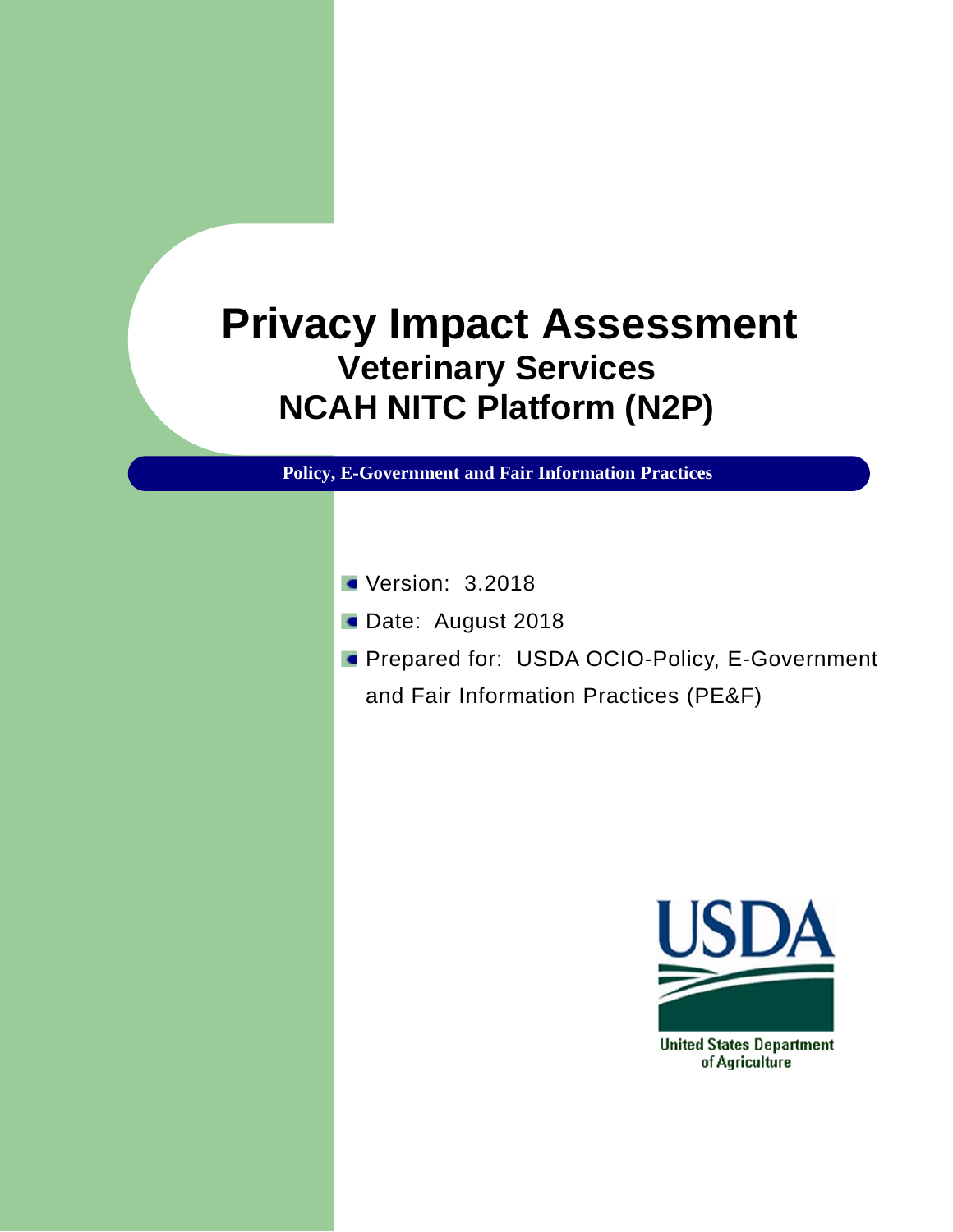# Privacy Impact Assessment

## Veterinary Services

## NCAH NITC Platform (N2P)

**Policy, E-Government and Fair Information Practices**

- Version: 3.2018
- Date: August 2018
- Prepared for: USDA OCIO-Policy, E-Government and Fair Information Practices (PE&F)

USDA

United States Department of Agriculture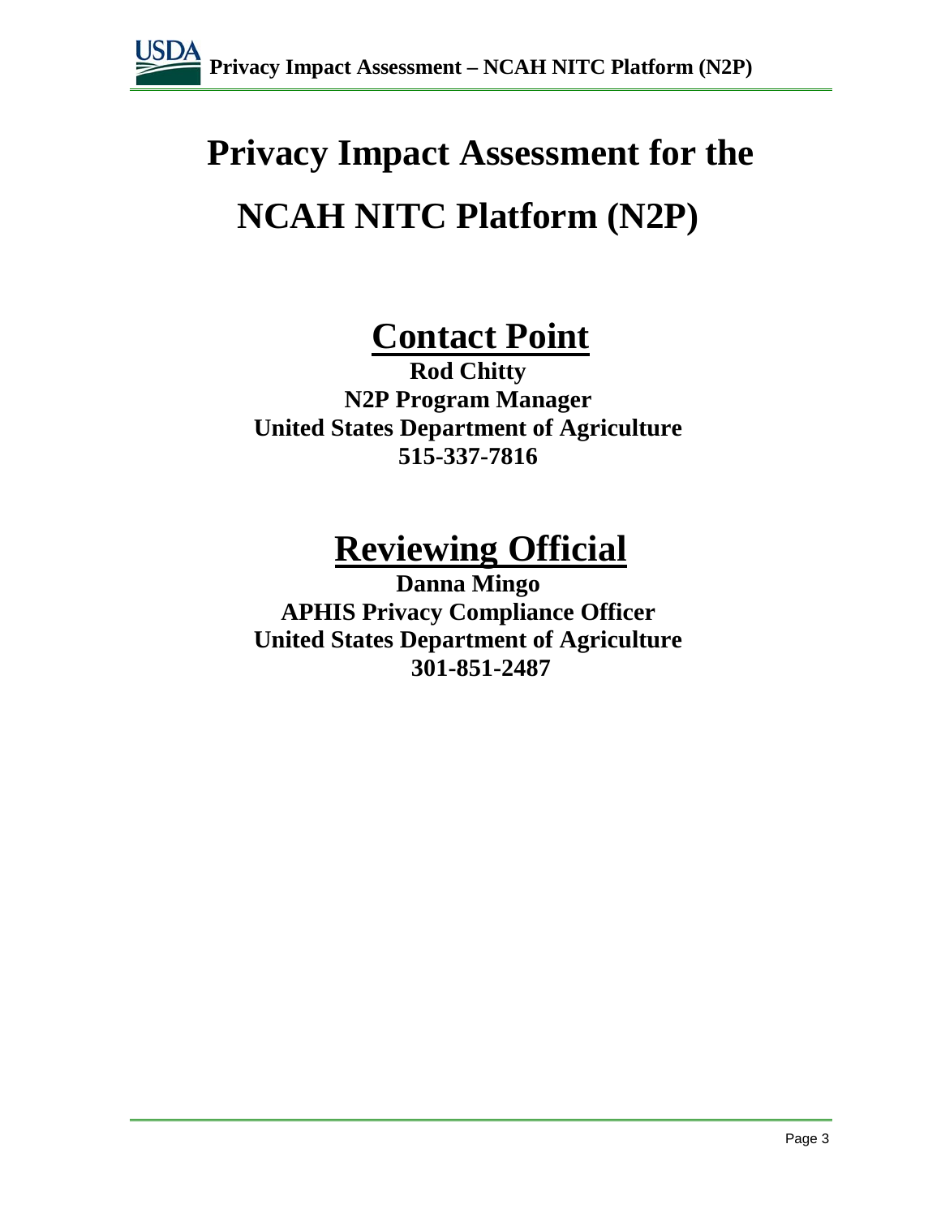# Privacy Impact Assessment for the NCAH NITC Platform (N2P)

## Contact Point

**Rod Chitty**
**N2P Program Manager**
**United States Department of Agriculture**
**515-337-7816**

## Reviewing Official

**Danna Mingo**
**APHIS Privacy Compliance Officer**
**United States Department of Agriculture**
**301-851-2487**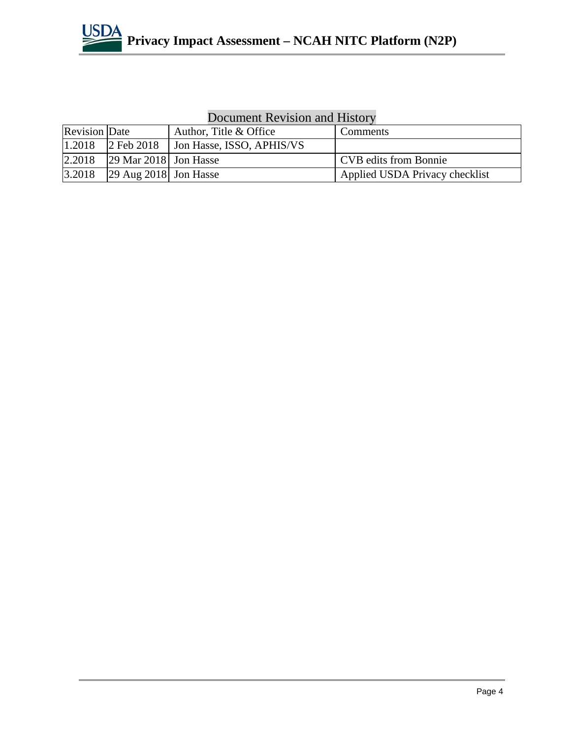## Document Revision and History

| Revision | Date | Author, Title & Office | Comments |
|---|---|---|---|
| 1.2018 | 2 Feb 2018 | Jon Hasse, ISSO, APHIS/VS | |
| 2.2018 | 29 Mar 2018 | Jon Hasse | CVB edits from Bonnie |
| 3.2018 | 29 Aug 2018 | Jon Hasse | Applied USDA Privacy checklist |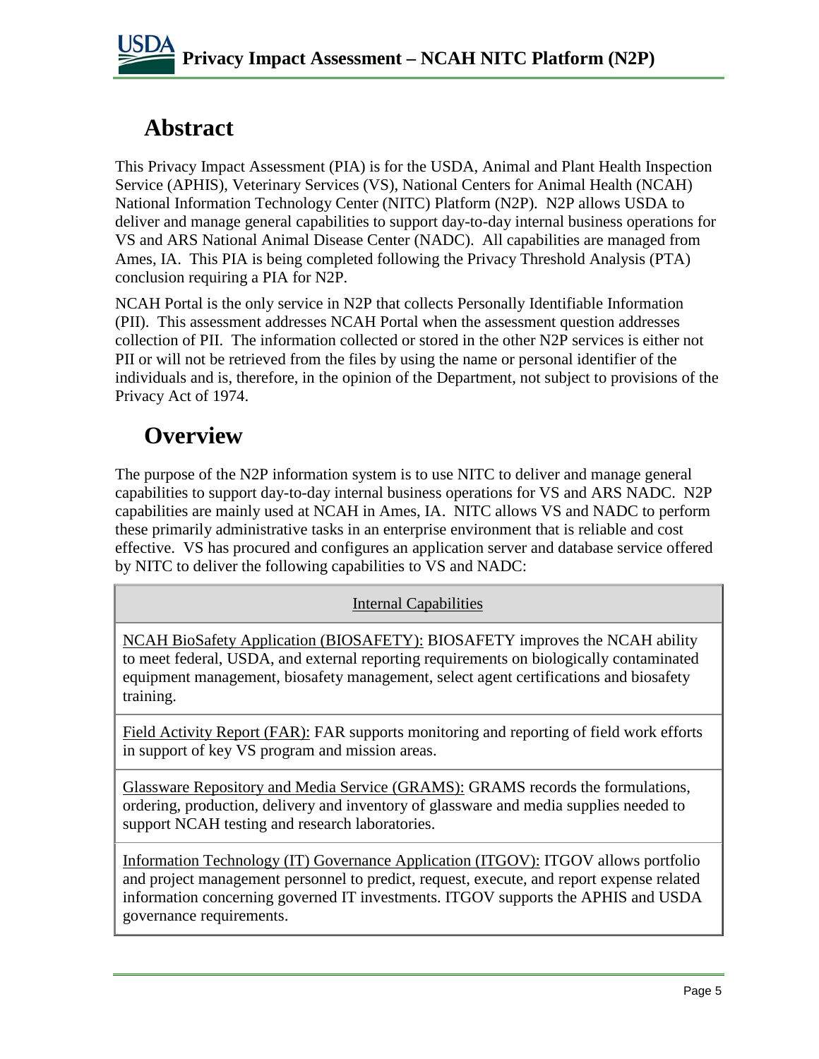# Abstract

This Privacy Impact Assessment (PIA) is for the USDA, Animal and Plant Health Inspection Service (APHIS), Veterinary Services (VS), National Centers for Animal Health (NCAH) National Information Technology Center (NITC) Platform (N2P). N2P allows USDA to deliver and manage general capabilities to support day-to-day internal business operations for VS and ARS National Animal Disease Center (NADC). All capabilities are managed from Ames, IA. This PIA is being completed following the Privacy Threshold Analysis (PTA) conclusion requiring a PIA for N2P.

NCAH Portal is the only service in N2P that collects Personally Identifiable Information (PII). This assessment addresses NCAH Portal when the assessment question addresses collection of PII. The information collected or stored in the other N2P services is either not PII or will not be retrieved from the files by using the name or personal identifier of the individuals and is, therefore, in the opinion of the Department, not subject to provisions of the Privacy Act of 1974.

# Overview

The purpose of the N2P information system is to use NITC to deliver and manage general capabilities to support day-to-day internal business operations for VS and ARS NADC. N2P capabilities are mainly used at NCAH in Ames, IA. NITC allows VS and NADC to perform these primarily administrative tasks in an enterprise environment that is reliable and cost effective. VS has procured and configures an application server and database service offered by NITC to deliver the following capabilities to VS and NADC:

| Internal Capabilities |
|---|
| NCAH BioSafety Application (BIOSAFETY): BIOSAFETY improves the NCAH ability to meet federal, USDA, and external reporting requirements on biologically contaminated equipment management, biosafety management, select agent certifications and biosafety training. |
| Field Activity Report (FAR): FAR supports monitoring and reporting of field work efforts in support of key VS program and mission areas. |
| Glassware Repository and Media Service (GRAMS): GRAMS records the formulations, ordering, production, delivery and inventory of glassware and media supplies needed to support NCAH testing and research laboratories. |
| Information Technology (IT) Governance Application (ITGOV): ITGOV allows portfolio and project management personnel to predict, request, execute, and report expense related information concerning governed IT investments. ITGOV supports the APHIS and USDA governance requirements. |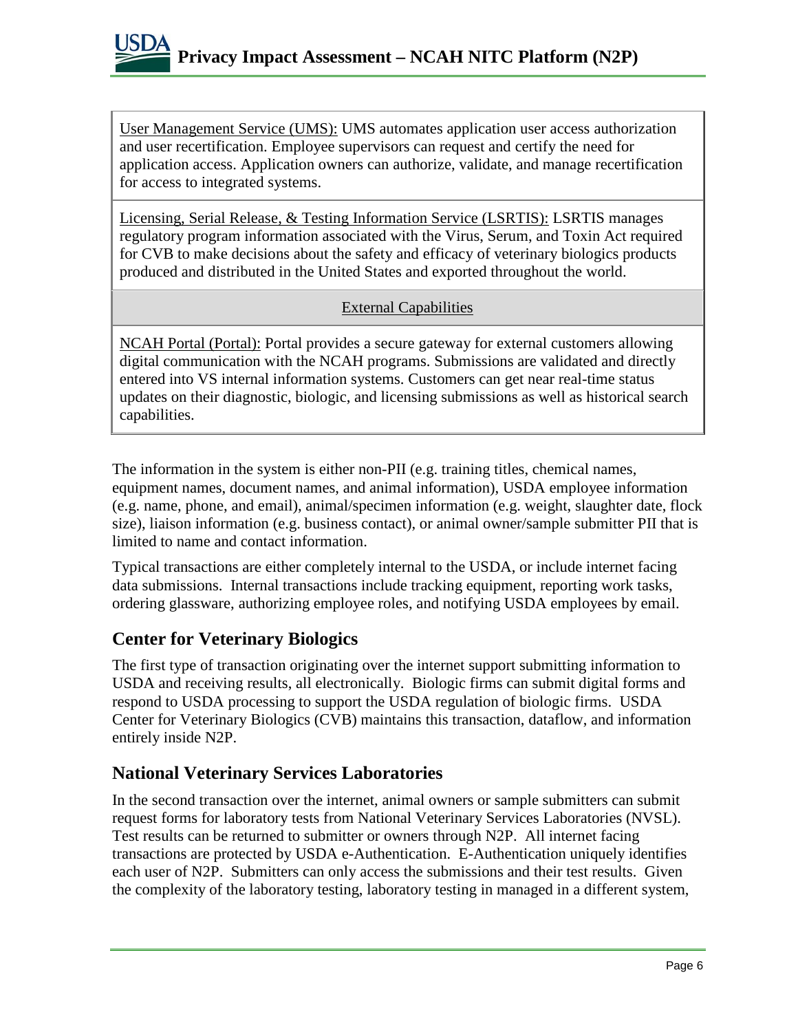| |
|---|
| <u>User Management Service (UMS):</u> UMS automates application user access authorization and user recertification. Employee supervisors can request and certify the need for application access. Application owners can authorize, validate, and manage recertification for access to integrated systems. |
| <u>Licensing, Serial Release, & Testing Information Service (LSRTIS):</u> LSRTIS manages regulatory program information associated with the Virus, Serum, and Toxin Act required for CVB to make decisions about the safety and efficacy of veterinary biologics products produced and distributed in the United States and exported throughout the world. |
| <u>External Capabilities</u> |
| <u>NCAH Portal (Portal):</u> Portal provides a secure gateway for external customers allowing digital communication with the NCAH programs. Submissions are validated and directly entered into VS internal information systems. Customers can get near real-time status updates on their diagnostic, biologic, and licensing submissions as well as historical search capabilities. |

The information in the system is either non-PII (e.g. training titles, chemical names, equipment names, document names, and animal information), USDA employee information (e.g. name, phone, and email), animal/specimen information (e.g. weight, slaughter date, flock size), liaison information (e.g. business contact), or animal owner/sample submitter PII that is limited to name and contact information.

Typical transactions are either completely internal to the USDA, or include internet facing data submissions. Internal transactions include tracking equipment, reporting work tasks, ordering glassware, authorizing employee roles, and notifying USDA employees by email.

## Center for Veterinary Biologics

The first type of transaction originating over the internet support submitting information to USDA and receiving results, all electronically. Biologic firms can submit digital forms and respond to USDA processing to support the USDA regulation of biologic firms. USDA Center for Veterinary Biologics (CVB) maintains this transaction, dataflow, and information entirely inside N2P.

## National Veterinary Services Laboratories

In the second transaction over the internet, animal owners or sample submitters can submit request forms for laboratory tests from National Veterinary Services Laboratories (NVSL). Test results can be returned to submitter or owners through N2P. All internet facing transactions are protected by USDA e-Authentication. E-Authentication uniquely identifies each user of N2P. Submitters can only access the submissions and their test results. Given the complexity of the laboratory testing, laboratory testing in managed in a different system,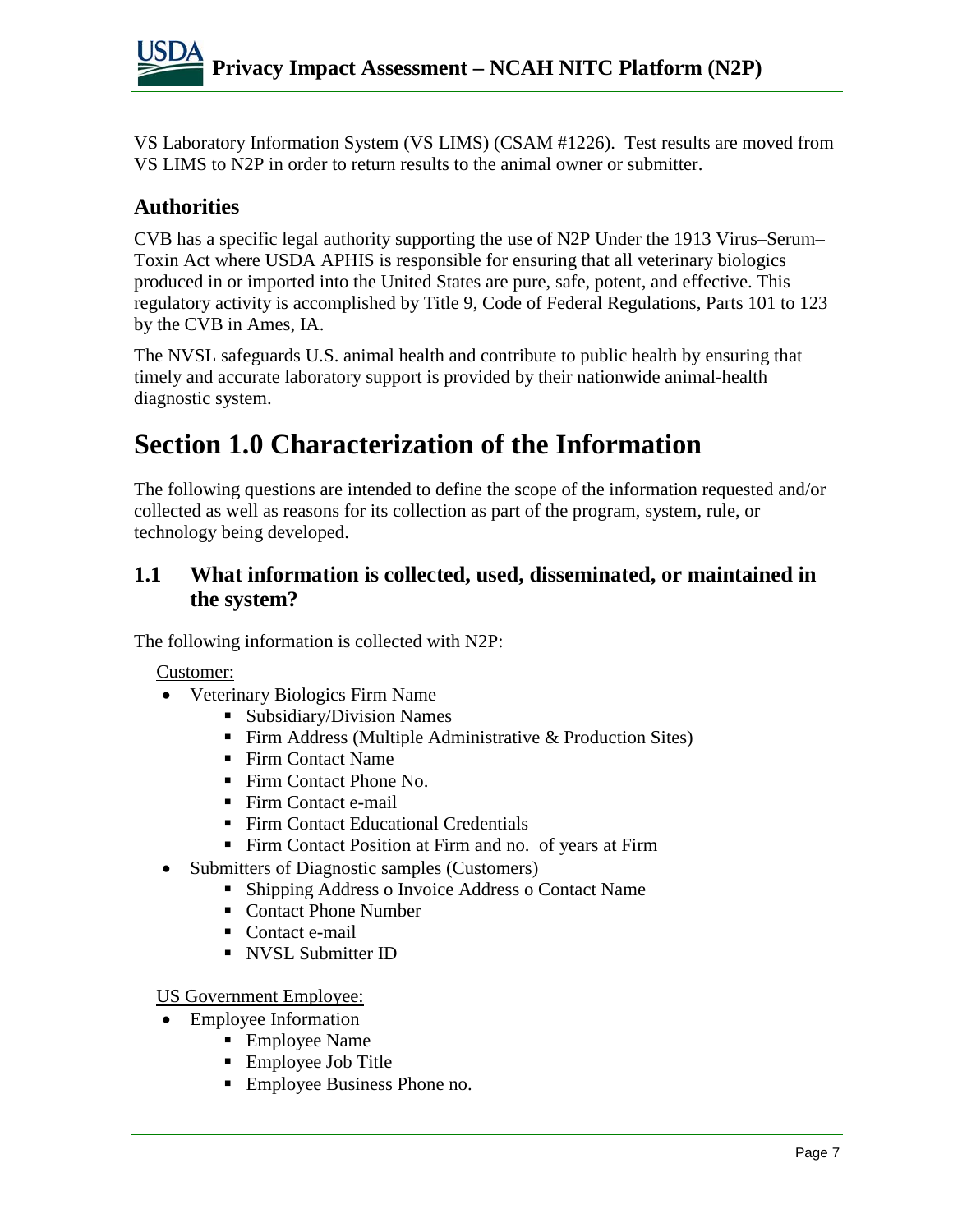VS Laboratory Information System (VS LIMS) (CSAM #1226). Test results are moved from VS LIMS to N2P in order to return results to the animal owner or submitter.

## Authorities

CVB has a specific legal authority supporting the use of N2P Under the 1913 Virus–Serum–Toxin Act where USDA APHIS is responsible for ensuring that all veterinary biologics produced in or imported into the United States are pure, safe, potent, and effective. This regulatory activity is accomplished by Title 9, Code of Federal Regulations, Parts 101 to 123 by the CVB in Ames, IA.

The NVSL safeguards U.S. animal health and contribute to public health by ensuring that timely and accurate laboratory support is provided by their nationwide animal-health diagnostic system.

# Section 1.0 Characterization of the Information

The following questions are intended to define the scope of the information requested and/or collected as well as reasons for its collection as part of the program, system, rule, or technology being developed.

## 1.1 What information is collected, used, disseminated, or maintained in the system?

The following information is collected with N2P:

<u>Customer:</u>

- Veterinary Biologics Firm Name
    - Subsidiary/Division Names
    - Firm Address (Multiple Administrative & Production Sites)
    - Firm Contact Name
    - Firm Contact Phone No.
    - Firm Contact e-mail
    - Firm Contact Educational Credentials
    - Firm Contact Position at Firm and no. of years at Firm
- Submitters of Diagnostic samples (Customers)
    - Shipping Address o Invoice Address o Contact Name
    - Contact Phone Number
    - Contact e-mail
    - NVSL Submitter ID

<u>US Government Employee:</u>

- Employee Information
    - Employee Name
    - Employee Job Title
    - Employee Business Phone no.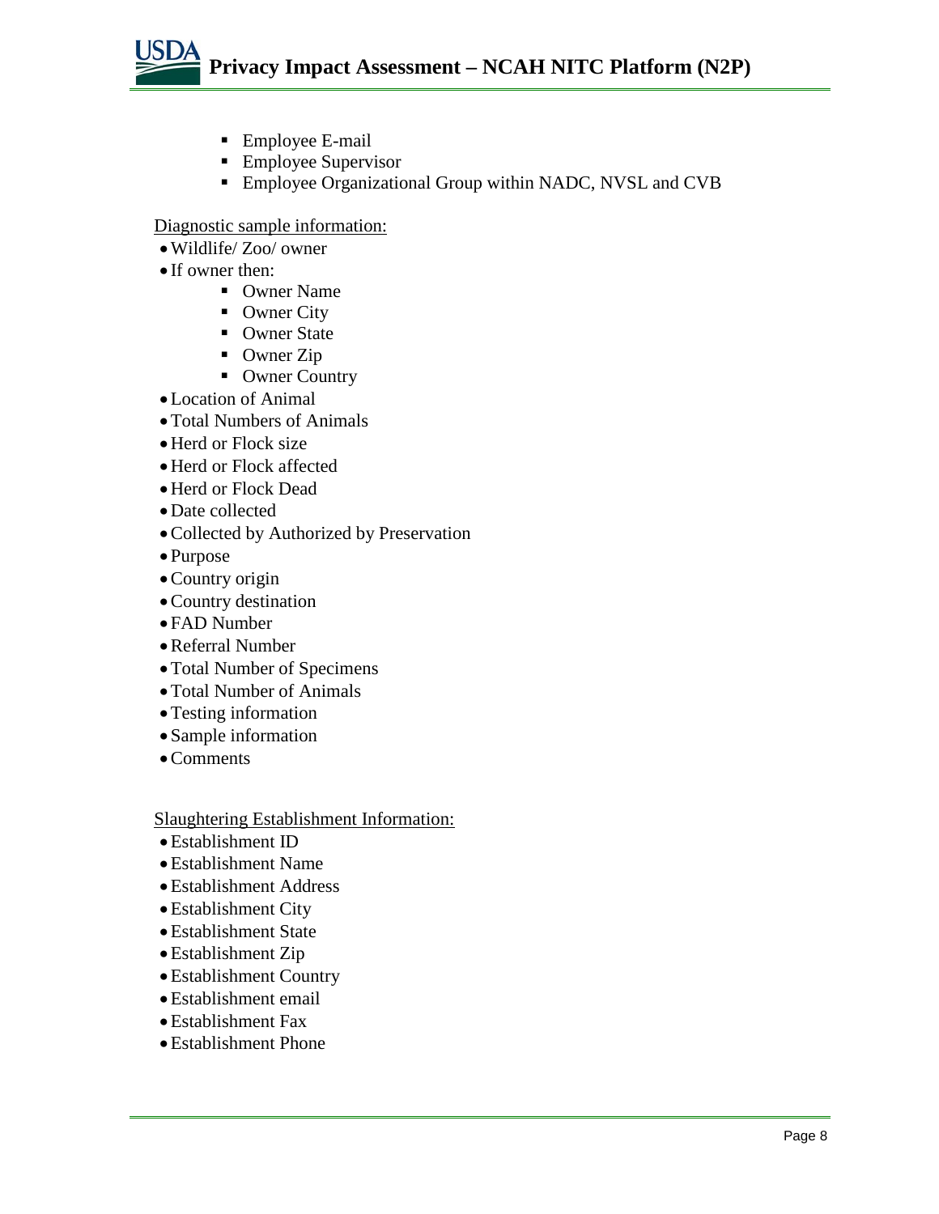- Employee E-mail
- Employee Supervisor
- Employee Organizational Group within NADC, NVSL and CVB

Diagnostic sample information:

- Wildlife/ Zoo/ owner
- If owner then:
    - Owner Name
    - Owner City
    - Owner State
    - Owner Zip
    - Owner Country
- Location of Animal
- Total Numbers of Animals
- Herd or Flock size
- Herd or Flock affected
- Herd or Flock Dead
- Date collected
- Collected by Authorized by Preservation
- Purpose
- Country origin
- Country destination
- FAD Number
- Referral Number
- Total Number of Specimens
- Total Number of Animals
- Testing information
- Sample information
- Comments

Slaughtering Establishment Information:

- Establishment ID
- Establishment Name
- Establishment Address
- Establishment City
- Establishment State
- Establishment Zip
- Establishment Country
- Establishment email
- Establishment Fax
- Establishment Phone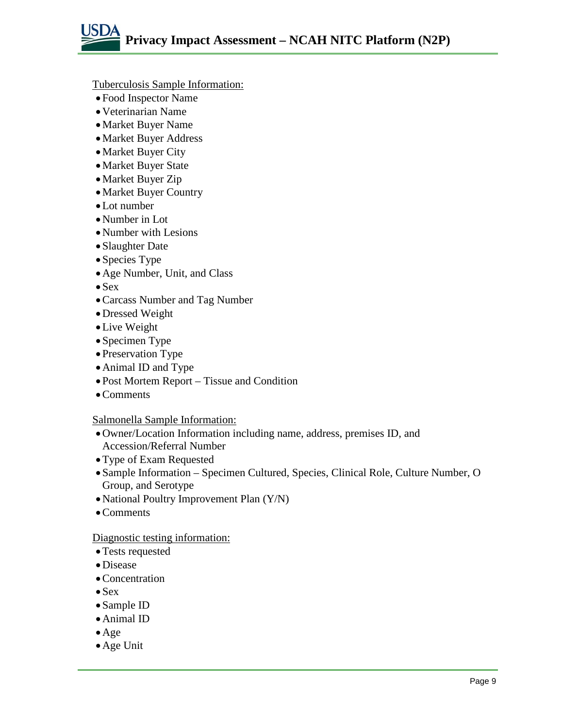Tuberculosis Sample Information:

- Food Inspector Name
- Veterinarian Name
- Market Buyer Name
- Market Buyer Address
- Market Buyer City
- Market Buyer State
- Market Buyer Zip
- Market Buyer Country
- Lot number
- Number in Lot
- Number with Lesions
- Slaughter Date
- Species Type
- Age Number, Unit, and Class
- Sex
- Carcass Number and Tag Number
- Dressed Weight
- Live Weight
- Specimen Type
- Preservation Type
- Animal ID and Type
- Post Mortem Report – Tissue and Condition
- Comments

Salmonella Sample Information:

- Owner/Location Information including name, address, premises ID, and Accession/Referral Number
- Type of Exam Requested
- Sample Information – Specimen Cultured, Species, Clinical Role, Culture Number, O Group, and Serotype
- National Poultry Improvement Plan (Y/N)
- Comments

Diagnostic testing information:

- Tests requested
- Disease
- Concentration
- Sex
- Sample ID
- Animal ID
- Age
- Age Unit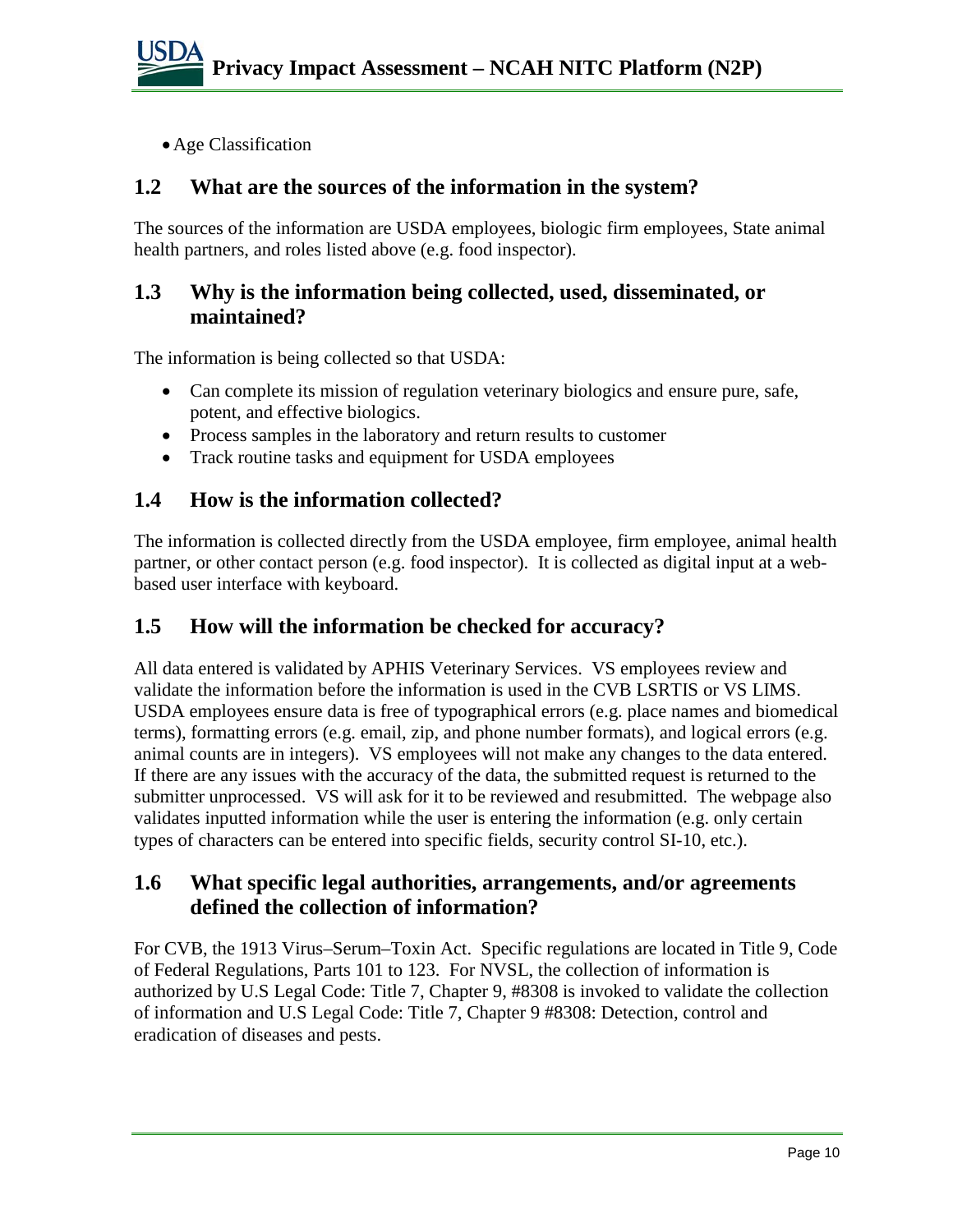- Age Classification

## 1.2 What are the sources of the information in the system?

The sources of the information are USDA employees, biologic firm employees, State animal health partners, and roles listed above (e.g. food inspector).

## 1.3 Why is the information being collected, used, disseminated, or maintained?

The information is being collected so that USDA:

- Can complete its mission of regulation veterinary biologics and ensure pure, safe, potent, and effective biologics.
- Process samples in the laboratory and return results to customer
- Track routine tasks and equipment for USDA employees

## 1.4 How is the information collected?

The information is collected directly from the USDA employee, firm employee, animal health partner, or other contact person (e.g. food inspector). It is collected as digital input at a web-based user interface with keyboard.

## 1.5 How will the information be checked for accuracy?

All data entered is validated by APHIS Veterinary Services. VS employees review and validate the information before the information is used in the CVB LSRTIS or VS LIMS. USDA employees ensure data is free of typographical errors (e.g. place names and biomedical terms), formatting errors (e.g. email, zip, and phone number formats), and logical errors (e.g. animal counts are in integers). VS employees will not make any changes to the data entered. If there are any issues with the accuracy of the data, the submitted request is returned to the submitter unprocessed. VS will ask for it to be reviewed and resubmitted. The webpage also validates inputted information while the user is entering the information (e.g. only certain types of characters can be entered into specific fields, security control SI-10, etc.).

## 1.6 What specific legal authorities, arrangements, and/or agreements defined the collection of information?

For CVB, the 1913 Virus–Serum–Toxin Act. Specific regulations are located in Title 9, Code of Federal Regulations, Parts 101 to 123. For NVSL, the collection of information is authorized by U.S Legal Code: Title 7, Chapter 9, #8308 is invoked to validate the collection of information and U.S Legal Code: Title 7, Chapter 9 #8308: Detection, control and eradication of diseases and pests.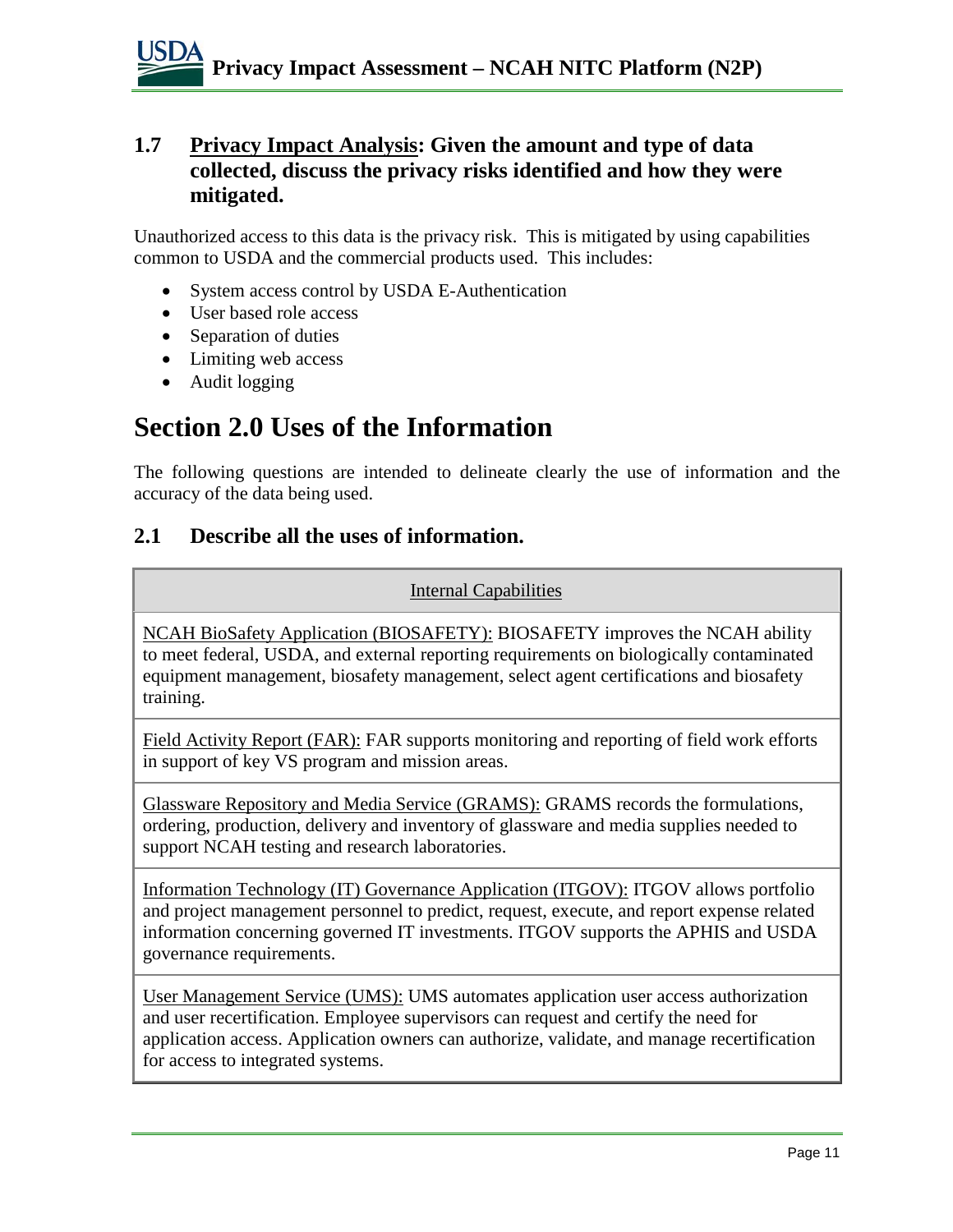### 1.7 Privacy Impact Analysis: Given the amount and type of data collected, discuss the privacy risks identified and how they were mitigated.

Unauthorized access to this data is the privacy risk. This is mitigated by using capabilities common to USDA and the commercial products used. This includes:

- System access control by USDA E-Authentication
- User based role access
- Separation of duties
- Limiting web access
- Audit logging

# Section 2.0 Uses of the Information

The following questions are intended to delineate clearly the use of information and the accuracy of the data being used.

### 2.1 Describe all the uses of information.

| Internal Capabilities |
|---|
| NCAH BioSafety Application (BIOSAFETY): BIOSAFETY improves the NCAH ability to meet federal, USDA, and external reporting requirements on biologically contaminated equipment management, biosafety management, select agent certifications and biosafety training. |
| Field Activity Report (FAR): FAR supports monitoring and reporting of field work efforts in support of key VS program and mission areas. |
| Glassware Repository and Media Service (GRAMS): GRAMS records the formulations, ordering, production, delivery and inventory of glassware and media supplies needed to support NCAH testing and research laboratories. |
| Information Technology (IT) Governance Application (ITGOV): ITGOV allows portfolio and project management personnel to predict, request, execute, and report expense related information concerning governed IT investments. ITGOV supports the APHIS and USDA governance requirements. |
| User Management Service (UMS): UMS automates application user access authorization and user recertification. Employee supervisors can request and certify the need for application access. Application owners can authorize, validate, and manage recertification for access to integrated systems. |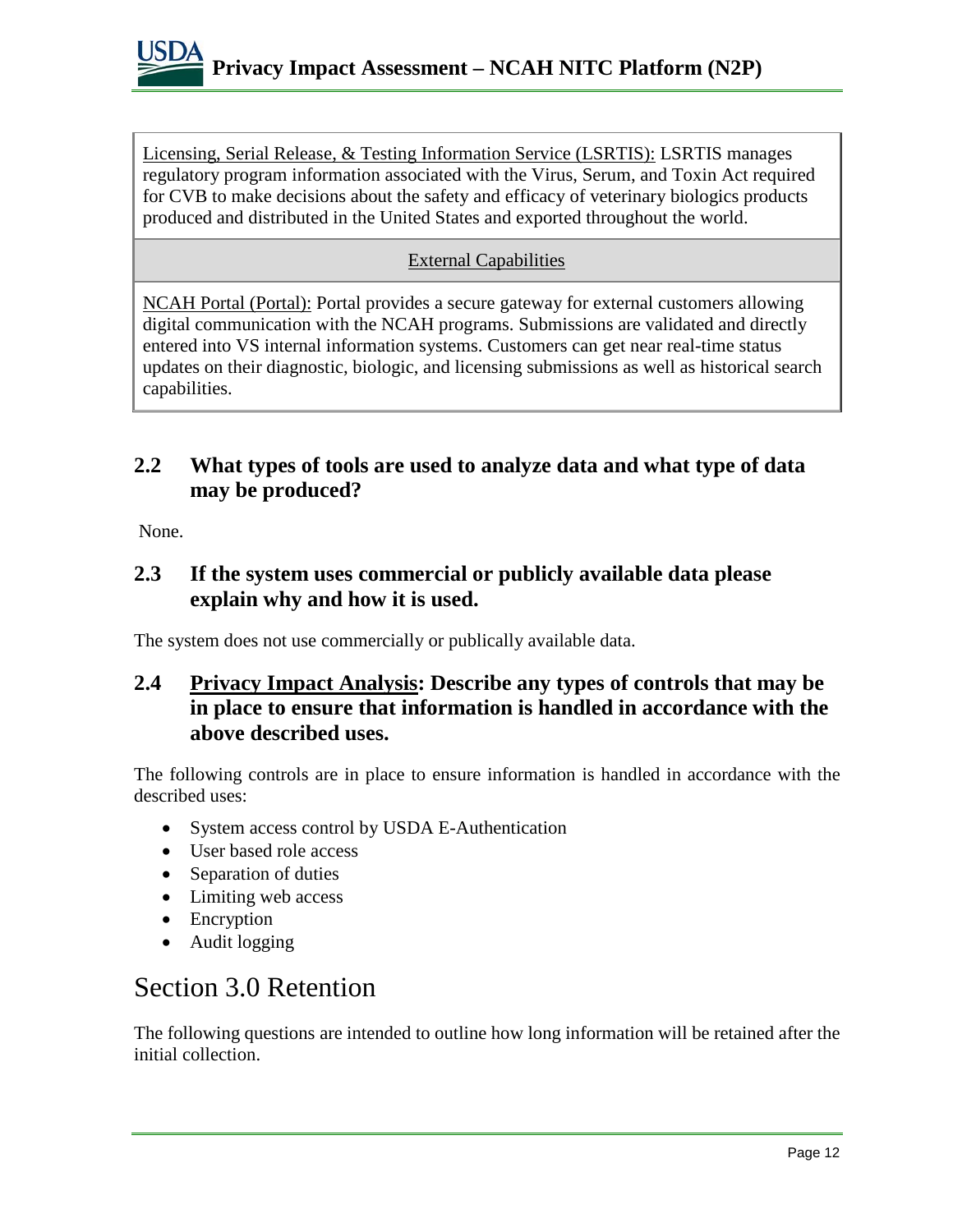| |
|---|
| Licensing, Serial Release, & Testing Information Service (LSRTIS): LSRTIS manages regulatory program information associated with the Virus, Serum, and Toxin Act required for CVB to make decisions about the safety and efficacy of veterinary biologics products produced and distributed in the United States and exported throughout the world. |
| External Capabilities |
| NCAH Portal (Portal): Portal provides a secure gateway for external customers allowing digital communication with the NCAH programs. Submissions are validated and directly entered into VS internal information systems. Customers can get near real-time status updates on their diagnostic, biologic, and licensing submissions as well as historical search capabilities. |

### 2.2 What types of tools are used to analyze data and what type of data may be produced?

None.

### 2.3 If the system uses commercial or publicly available data please explain why and how it is used.

The system does not use commercially or publically available data.

### 2.4 Privacy Impact Analysis: Describe any types of controls that may be in place to ensure that information is handled in accordance with the above described uses.

The following controls are in place to ensure information is handled in accordance with the described uses:

- System access control by USDA E-Authentication
- User based role access
- Separation of duties
- Limiting web access
- Encryption
- Audit logging

## Section 3.0 Retention

The following questions are intended to outline how long information will be retained after the initial collection.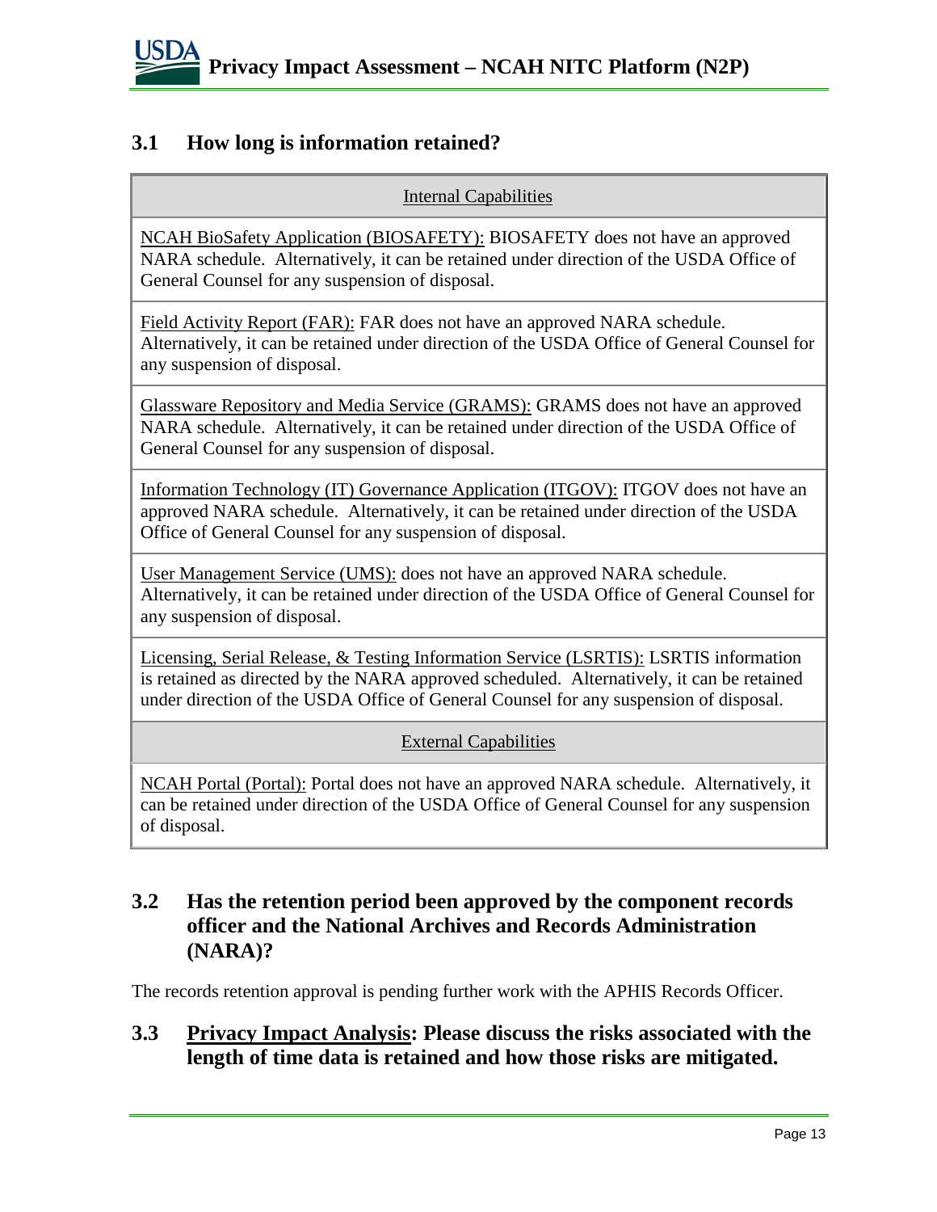## 3.1 How long is information retained?

| Internal Capabilities |
|---|
| NCAH BioSafety Application (BIOSAFETY): BIOSAFETY does not have an approved NARA schedule. Alternatively, it can be retained under direction of the USDA Office of General Counsel for any suspension of disposal. |
| Field Activity Report (FAR): FAR does not have an approved NARA schedule. Alternatively, it can be retained under direction of the USDA Office of General Counsel for any suspension of disposal. |
| Glassware Repository and Media Service (GRAMS): GRAMS does not have an approved NARA schedule. Alternatively, it can be retained under direction of the USDA Office of General Counsel for any suspension of disposal. |
| Information Technology (IT) Governance Application (ITGOV): ITGOV does not have an approved NARA schedule. Alternatively, it can be retained under direction of the USDA Office of General Counsel for any suspension of disposal. |
| User Management Service (UMS): does not have an approved NARA schedule. Alternatively, it can be retained under direction of the USDA Office of General Counsel for any suspension of disposal. |
| Licensing, Serial Release, & Testing Information Service (LSRTIS): LSRTIS information is retained as directed by the NARA approved scheduled. Alternatively, it can be retained under direction of the USDA Office of General Counsel for any suspension of disposal. |
| **External Capabilities** |
| NCAH Portal (Portal): Portal does not have an approved NARA schedule. Alternatively, it can be retained under direction of the USDA Office of General Counsel for any suspension of disposal. |

## 3.2 Has the retention period been approved by the component records officer and the National Archives and Records Administration (NARA)?

The records retention approval is pending further work with the APHIS Records Officer.

## 3.3 Privacy Impact Analysis: Please discuss the risks associated with the length of time data is retained and how those risks are mitigated.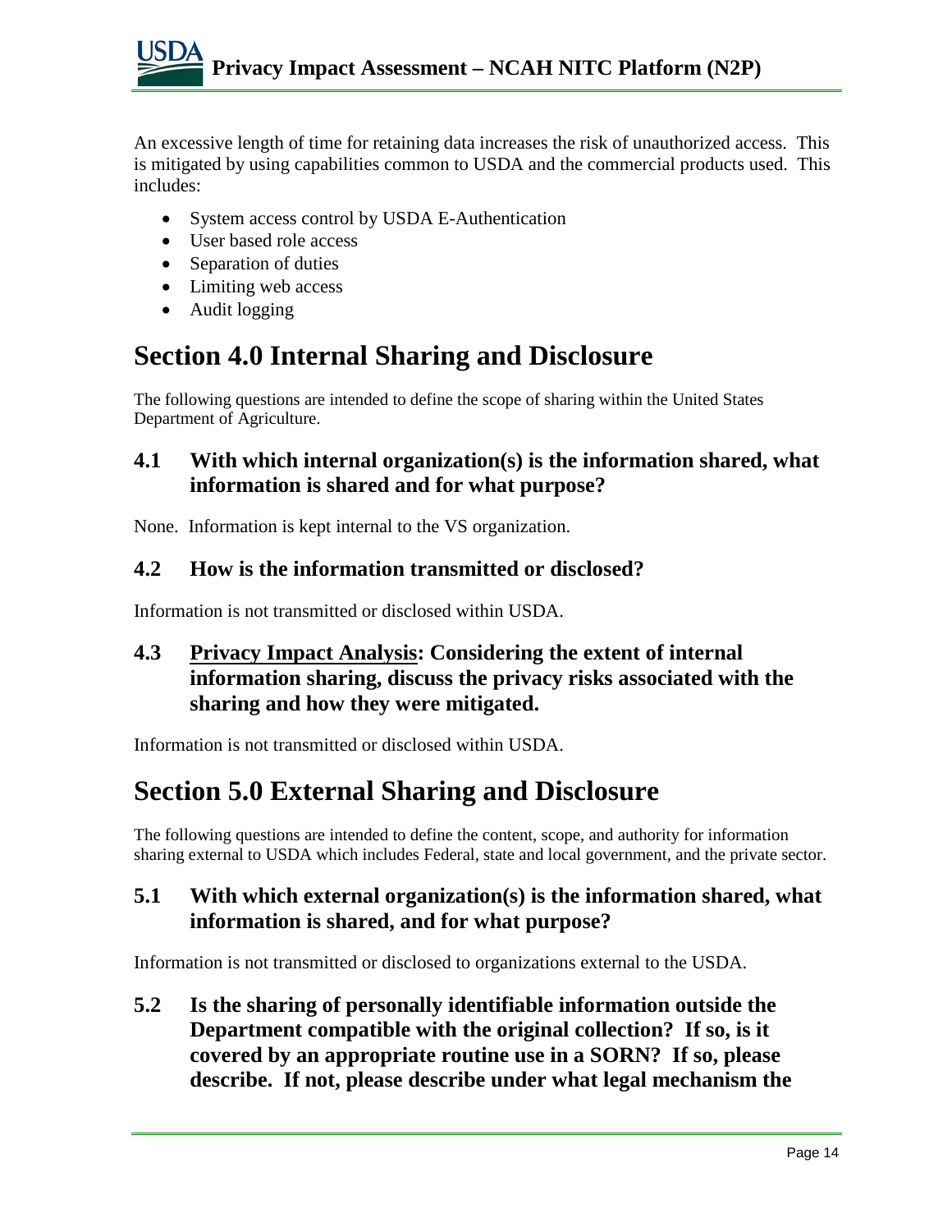An excessive length of time for retaining data increases the risk of unauthorized access. This is mitigated by using capabilities common to USDA and the commercial products used. This includes:

- System access control by USDA E-Authentication
- User based role access
- Separation of duties
- Limiting web access
- Audit logging

# Section 4.0 Internal Sharing and Disclosure

The following questions are intended to define the scope of sharing within the United States Department of Agriculture.

### 4.1 With which internal organization(s) is the information shared, what information is shared and for what purpose?

None. Information is kept internal to the VS organization.

### 4.2 How is the information transmitted or disclosed?

Information is not transmitted or disclosed within USDA.

### 4.3 Privacy Impact Analysis: Considering the extent of internal information sharing, discuss the privacy risks associated with the sharing and how they were mitigated.

Information is not transmitted or disclosed within USDA.

# Section 5.0 External Sharing and Disclosure

The following questions are intended to define the content, scope, and authority for information sharing external to USDA which includes Federal, state and local government, and the private sector.

### 5.1 With which external organization(s) is the information shared, what information is shared, and for what purpose?

Information is not transmitted or disclosed to organizations external to the USDA.

### 5.2 Is the sharing of personally identifiable information outside the Department compatible with the original collection? If so, is it covered by an appropriate routine use in a SORN? If so, please describe. If not, please describe under what legal mechanism the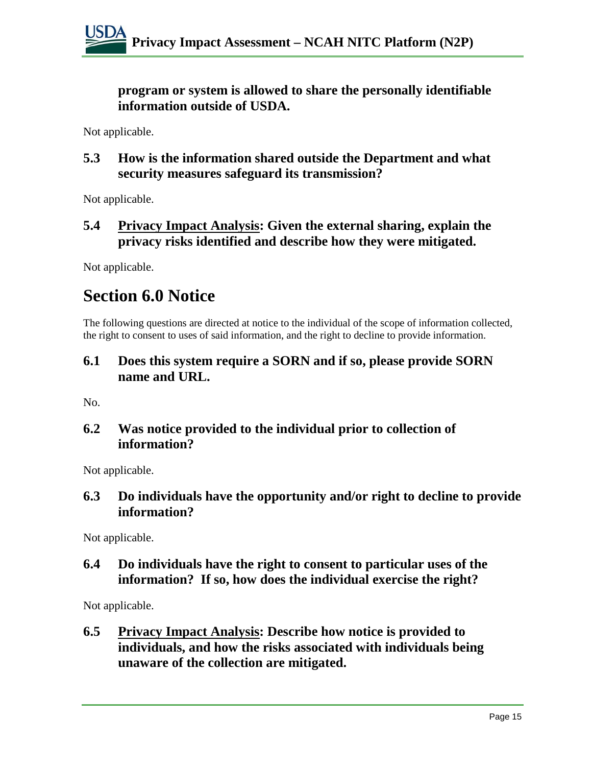**program or system is allowed to share the personally identifiable information outside of USDA.**

Not applicable.

### 5.3 How is the information shared outside the Department and what security measures safeguard its transmission?

Not applicable.

### 5.4 Privacy Impact Analysis: Given the external sharing, explain the privacy risks identified and describe how they were mitigated.

Not applicable.

## Section 6.0 Notice

The following questions are directed at notice to the individual of the scope of information collected, the right to consent to uses of said information, and the right to decline to provide information.

### 6.1 Does this system require a SORN and if so, please provide SORN name and URL.

No.

### 6.2 Was notice provided to the individual prior to collection of information?

Not applicable.

### 6.3 Do individuals have the opportunity and/or right to decline to provide information?

Not applicable.

### 6.4 Do individuals have the right to consent to particular uses of the information? If so, how does the individual exercise the right?

Not applicable.

### 6.5 Privacy Impact Analysis: Describe how notice is provided to individuals, and how the risks associated with individuals being unaware of the collection are mitigated.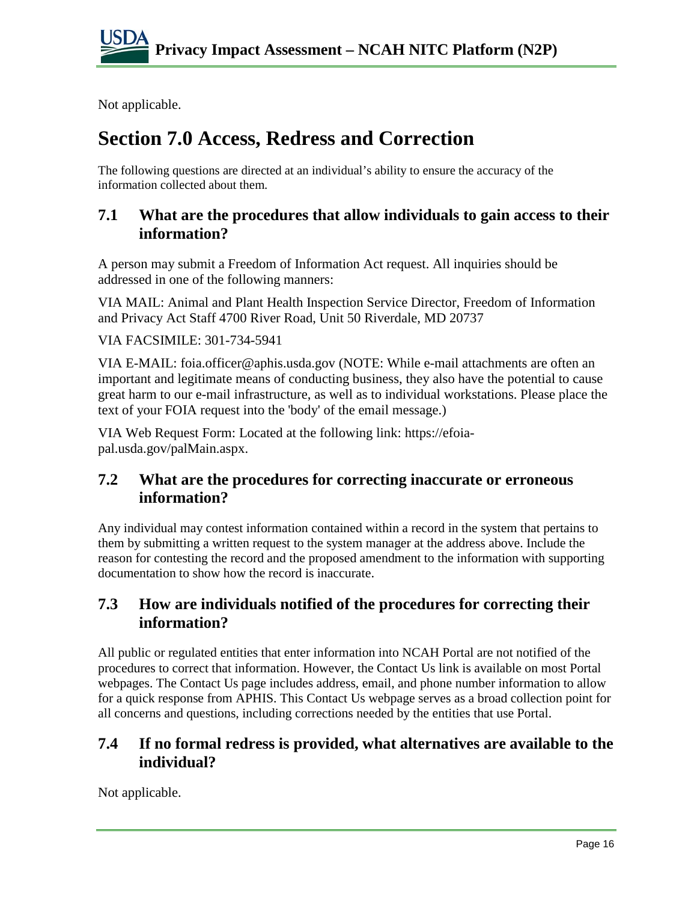Not applicable.

# Section 7.0 Access, Redress and Correction

The following questions are directed at an individual's ability to ensure the accuracy of the information collected about them.

## 7.1 What are the procedures that allow individuals to gain access to their information?

A person may submit a Freedom of Information Act request. All inquiries should be addressed in one of the following manners:

VIA MAIL: Animal and Plant Health Inspection Service Director, Freedom of Information and Privacy Act Staff 4700 River Road, Unit 50 Riverdale, MD 20737

VIA FACSIMILE: 301-734-5941

VIA E-MAIL: foia.officer@aphis.usda.gov (NOTE: While e-mail attachments are often an important and legitimate means of conducting business, they also have the potential to cause great harm to our e-mail infrastructure, as well as to individual workstations. Please place the text of your FOIA request into the 'body' of the email message.)

VIA Web Request Form: Located at the following link: https://efoia-pal.usda.gov/palMain.aspx.

## 7.2 What are the procedures for correcting inaccurate or erroneous information?

Any individual may contest information contained within a record in the system that pertains to them by submitting a written request to the system manager at the address above. Include the reason for contesting the record and the proposed amendment to the information with supporting documentation to show how the record is inaccurate.

## 7.3 How are individuals notified of the procedures for correcting their information?

All public or regulated entities that enter information into NCAH Portal are not notified of the procedures to correct that information. However, the Contact Us link is available on most Portal webpages. The Contact Us page includes address, email, and phone number information to allow for a quick response from APHIS. This Contact Us webpage serves as a broad collection point for all concerns and questions, including corrections needed by the entities that use Portal.

## 7.4 If no formal redress is provided, what alternatives are available to the individual?

Not applicable.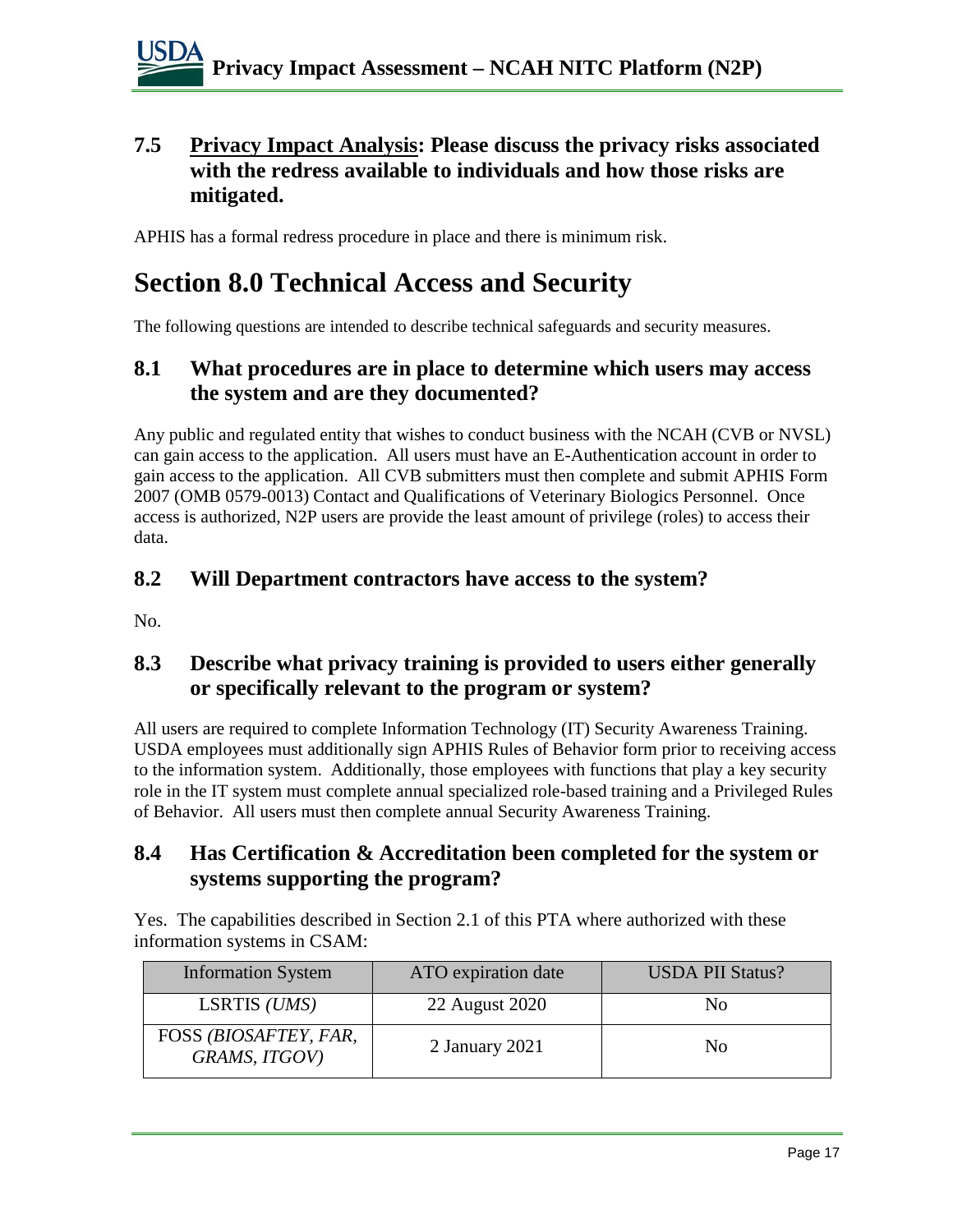### 7.5 Privacy Impact Analysis: Please discuss the privacy risks associated with the redress available to individuals and how those risks are mitigated.

APHIS has a formal redress procedure in place and there is minimum risk.

# Section 8.0 Technical Access and Security

The following questions are intended to describe technical safeguards and security measures.

### 8.1 What procedures are in place to determine which users may access the system and are they documented?

Any public and regulated entity that wishes to conduct business with the NCAH (CVB or NVSL) can gain access to the application. All users must have an E-Authentication account in order to gain access to the application. All CVB submitters must then complete and submit APHIS Form 2007 (OMB 0579-0013) Contact and Qualifications of Veterinary Biologics Personnel. Once access is authorized, N2P users are provide the least amount of privilege (roles) to access their data.

### 8.2 Will Department contractors have access to the system?

No.

### 8.3 Describe what privacy training is provided to users either generally or specifically relevant to the program or system?

All users are required to complete Information Technology (IT) Security Awareness Training. USDA employees must additionally sign APHIS Rules of Behavior form prior to receiving access to the information system. Additionally, those employees with functions that play a key security role in the IT system must complete annual specialized role-based training and a Privileged Rules of Behavior. All users must then complete annual Security Awareness Training.

### 8.4 Has Certification & Accreditation been completed for the system or systems supporting the program?

Yes. The capabilities described in Section 2.1 of this PTA where authorized with these information systems in CSAM:

| Information System | ATO expiration date | USDA PII Status? |
|---|---|---|
| LSRTIS *(UMS)* | 22 August 2020 | No |
| FOSS *(BIOSAFTEY, FAR, GRAMS, ITGOV)* | 2 January 2021 | No |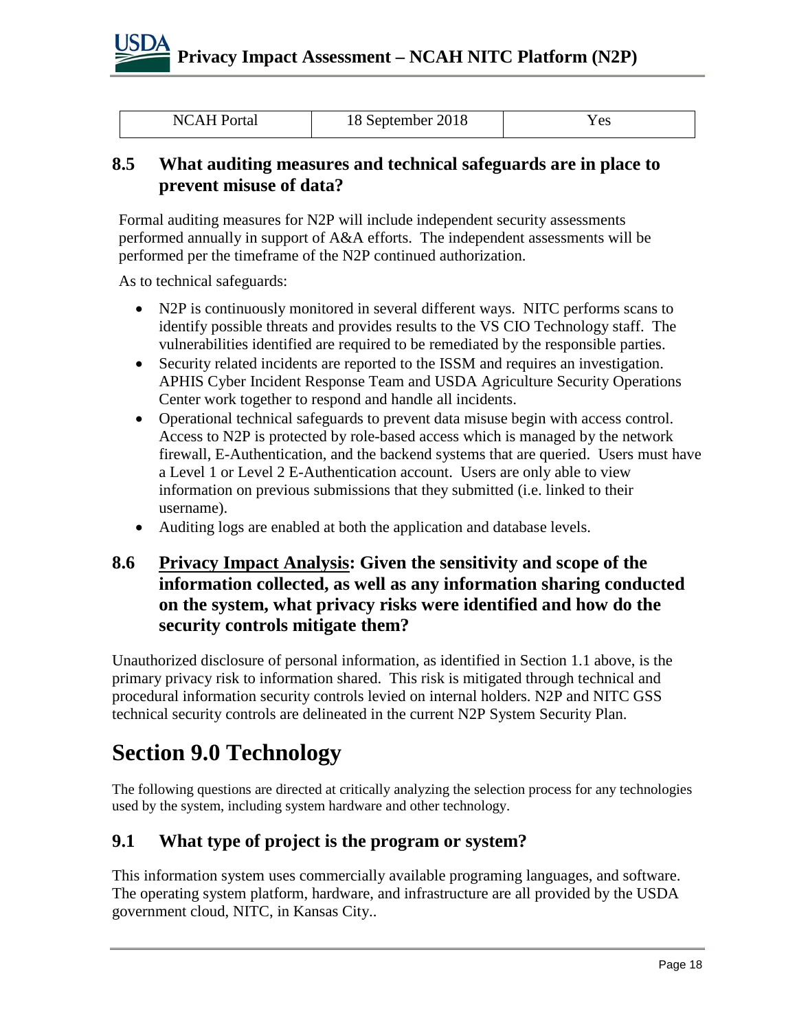| NCAH Portal | 18 September 2018 | Yes |
|---|---|---|

### 8.5 What auditing measures and technical safeguards are in place to prevent misuse of data?

Formal auditing measures for N2P will include independent security assessments performed annually in support of A&A efforts. The independent assessments will be performed per the timeframe of the N2P continued authorization.

As to technical safeguards:

- N2P is continuously monitored in several different ways. NITC performs scans to identify possible threats and provides results to the VS CIO Technology staff. The vulnerabilities identified are required to be remediated by the responsible parties.
- Security related incidents are reported to the ISSM and requires an investigation. APHIS Cyber Incident Response Team and USDA Agriculture Security Operations Center work together to respond and handle all incidents.
- Operational technical safeguards to prevent data misuse begin with access control. Access to N2P is protected by role-based access which is managed by the network firewall, E-Authentication, and the backend systems that are queried. Users must have a Level 1 or Level 2 E-Authentication account. Users are only able to view information on previous submissions that they submitted (i.e. linked to their username).
- Auditing logs are enabled at both the application and database levels.

### 8.6 Privacy Impact Analysis: Given the sensitivity and scope of the information collected, as well as any information sharing conducted on the system, what privacy risks were identified and how do the security controls mitigate them?

Unauthorized disclosure of personal information, as identified in Section 1.1 above, is the primary privacy risk to information shared. This risk is mitigated through technical and procedural information security controls levied on internal holders. N2P and NITC GSS technical security controls are delineated in the current N2P System Security Plan.

## Section 9.0 Technology

The following questions are directed at critically analyzing the selection process for any technologies used by the system, including system hardware and other technology.

### 9.1 What type of project is the program or system?

This information system uses commercially available programing languages, and software. The operating system platform, hardware, and infrastructure are all provided by the USDA government cloud, NITC, in Kansas City..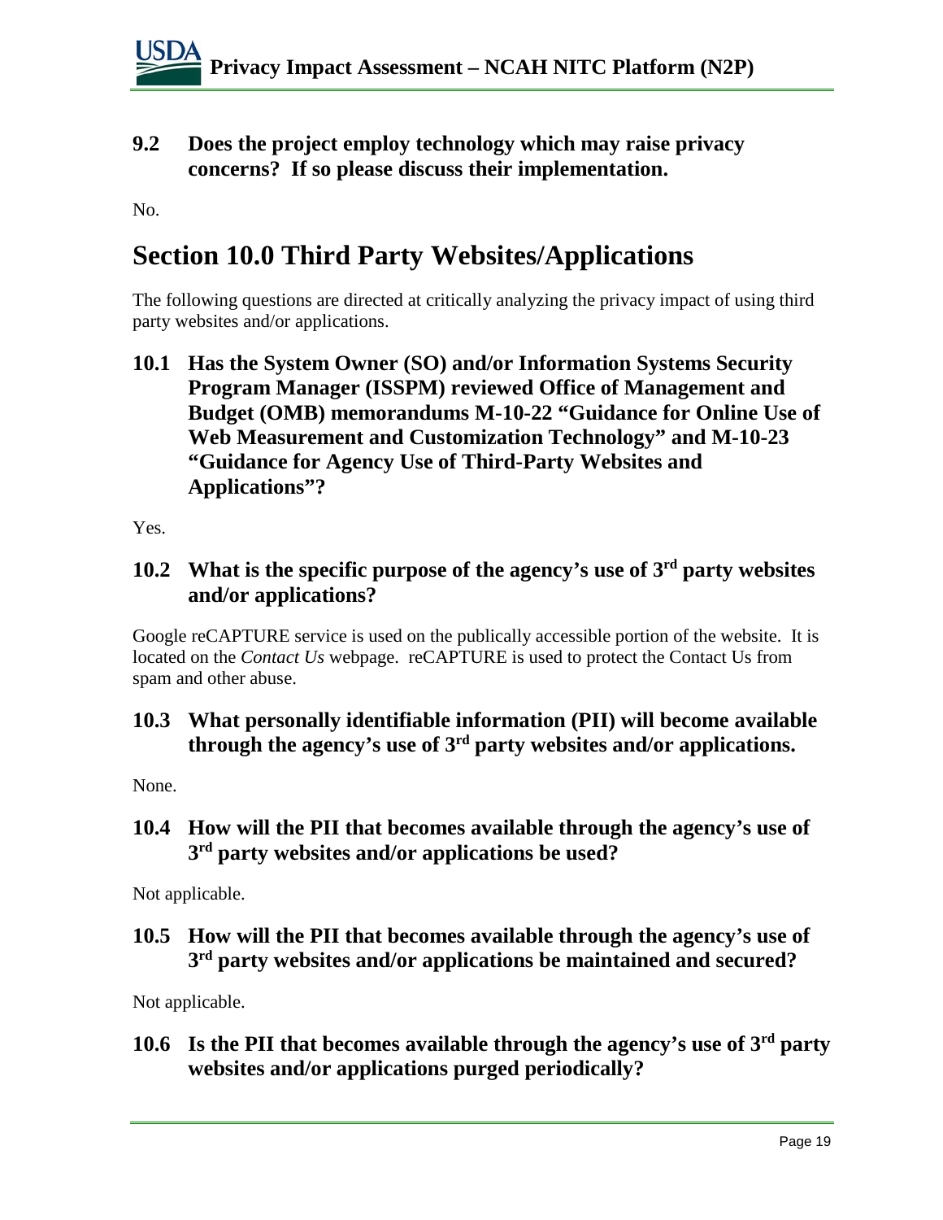### 9.2 Does the project employ technology which may raise privacy concerns? If so please discuss their implementation.

No.

## Section 10.0 Third Party Websites/Applications

The following questions are directed at critically analyzing the privacy impact of using third party websites and/or applications.

### 10.1 Has the System Owner (SO) and/or Information Systems Security Program Manager (ISSPM) reviewed Office of Management and Budget (OMB) memorandums M-10-22 "Guidance for Online Use of Web Measurement and Customization Technology" and M-10-23 "Guidance for Agency Use of Third-Party Websites and Applications"?

Yes.

### 10.2 What is the specific purpose of the agency's use of 3rd party websites and/or applications?

Google reCAPTURE service is used on the publically accessible portion of the website. It is located on the *Contact Us* webpage. reCAPTURE is used to protect the Contact Us from spam and other abuse.

### 10.3 What personally identifiable information (PII) will become available through the agency's use of 3rd party websites and/or applications.

None.

### 10.4 How will the PII that becomes available through the agency's use of 3rd party websites and/or applications be used?

Not applicable.

### 10.5 How will the PII that becomes available through the agency's use of 3rd party websites and/or applications be maintained and secured?

Not applicable.

### 10.6 Is the PII that becomes available through the agency's use of 3rd party websites and/or applications purged periodically?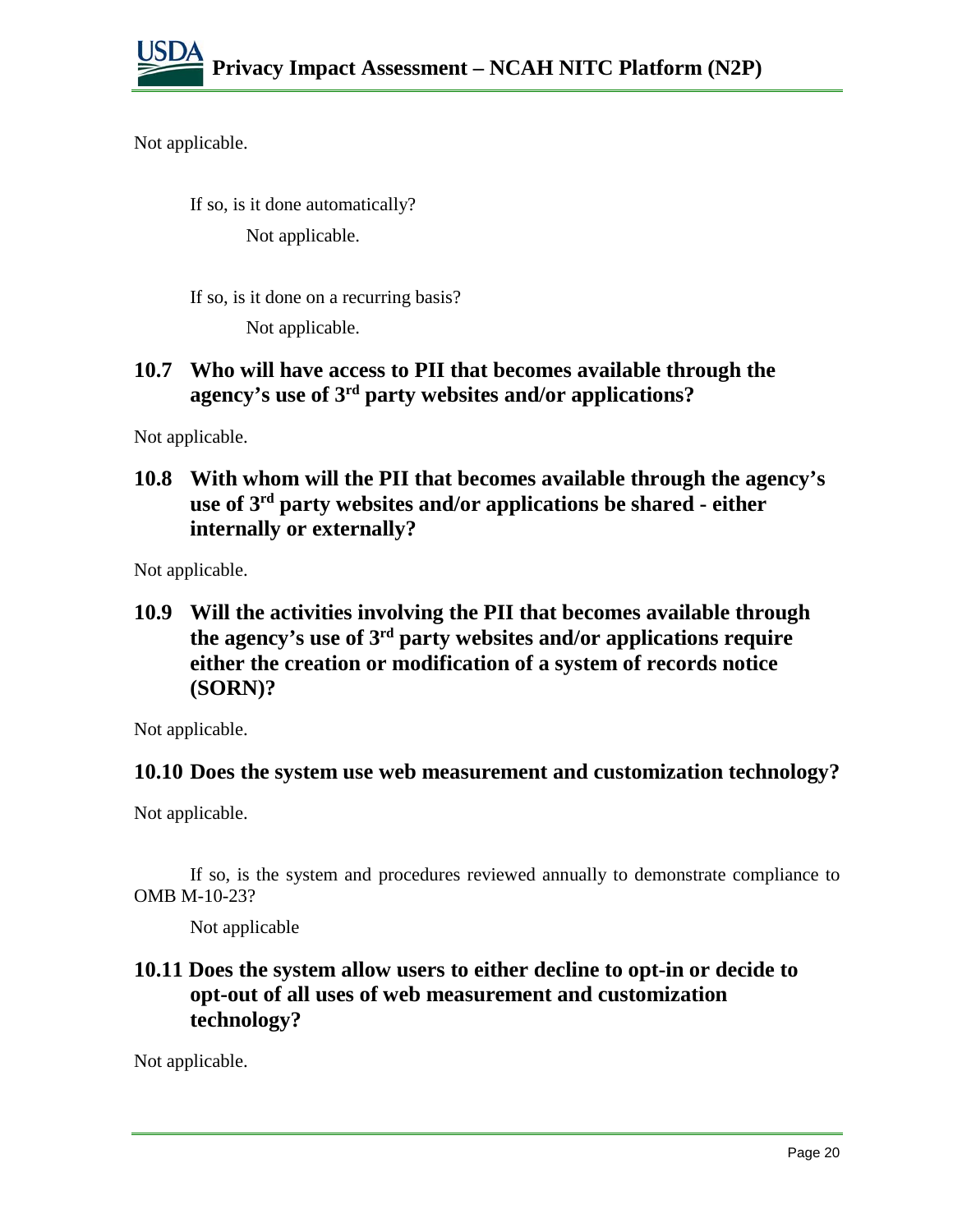Not applicable.

If so, is it done automatically?

Not applicable.

If so, is it done on a recurring basis?

Not applicable.

## 10.7 Who will have access to PII that becomes available through the agency's use of 3rd party websites and/or applications?

Not applicable.

## 10.8 With whom will the PII that becomes available through the agency's use of 3rd party websites and/or applications be shared - either internally or externally?

Not applicable.

## 10.9 Will the activities involving the PII that becomes available through the agency's use of 3rd party websites and/or applications require either the creation or modification of a system of records notice (SORN)?

Not applicable.

## 10.10 Does the system use web measurement and customization technology?

Not applicable.

If so, is the system and procedures reviewed annually to demonstrate compliance to OMB M-10-23?

Not applicable

## 10.11 Does the system allow users to either decline to opt-in or decide to opt-out of all uses of web measurement and customization technology?

Not applicable.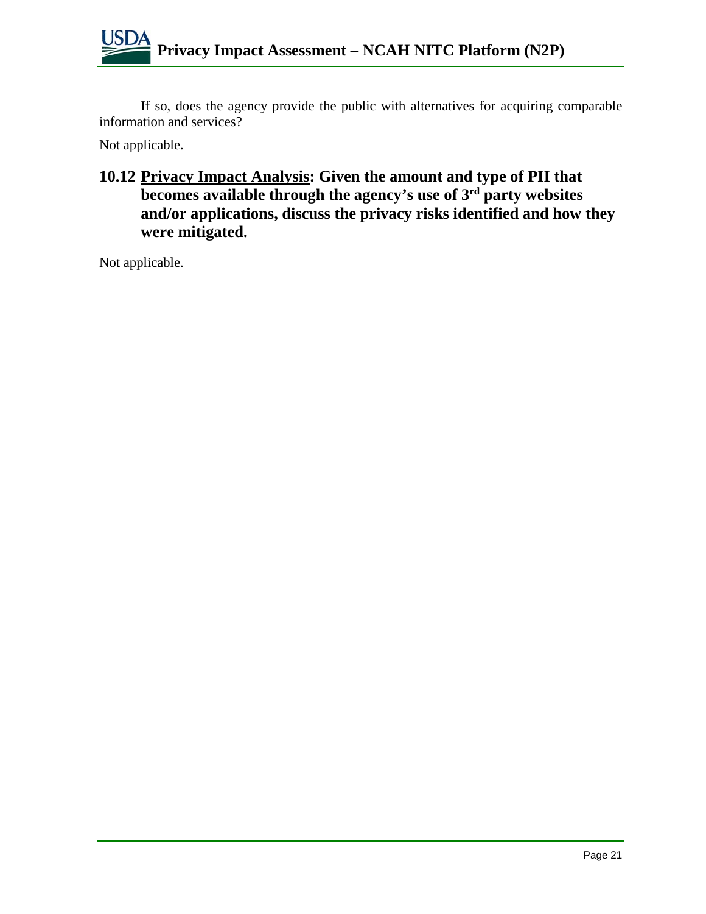If so, does the agency provide the public with alternatives for acquiring comparable information and services?

Not applicable.

### 10.12 <u>Privacy Impact Analysis</u>: Given the amount and type of PII that becomes available through the agency's use of 3rd party websites and/or applications, discuss the privacy risks identified and how they were mitigated.

Not applicable.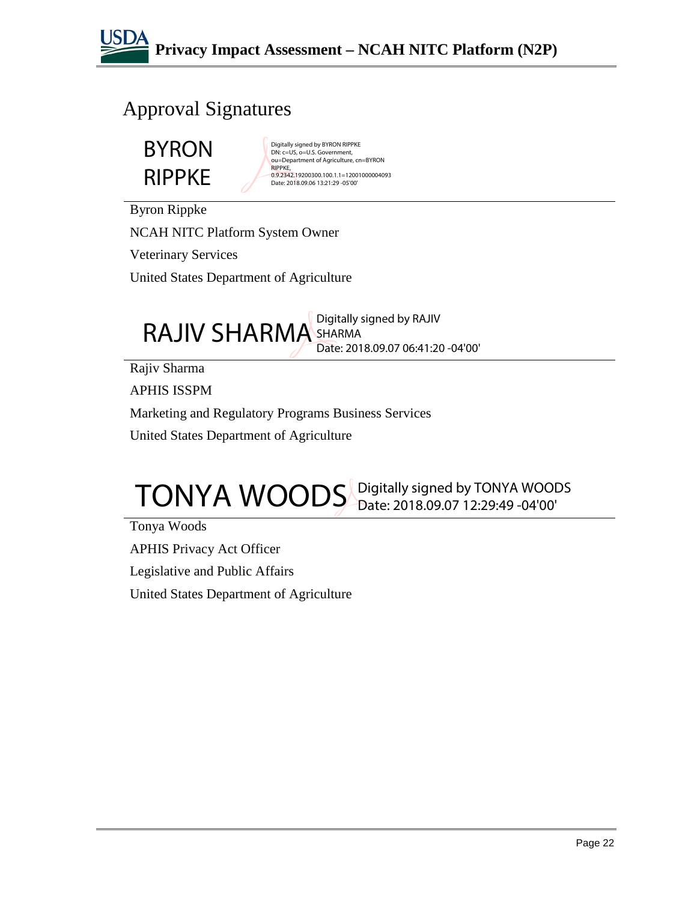## Approval Signatures

BYRON RIPPKE

Digitally signed by BYRON RIPPKE
DN: c=US, o=U.S. Government, ou=Department of Agriculture, cn=BYRON RIPPKE, 0.9.2342.19200300.100.1.1=12001000004093
Date: 2018.09.06 13:21:29 -05'00'

Byron Rippke

NCAH NITC Platform System Owner

Veterinary Services

United States Department of Agriculture

RAJIV SHARMA

Digitally signed by RAJIV SHARMA
Date: 2018.09.07 06:41:20 -04'00'

Rajiv Sharma

APHIS ISSPM

Marketing and Regulatory Programs Business Services

United States Department of Agriculture

TONYA WOODS

Digitally signed by TONYA WOODS
Date: 2018.09.07 12:29:49 -04'00'

Tonya Woods

APHIS Privacy Act Officer

Legislative and Public Affairs

United States Department of Agriculture